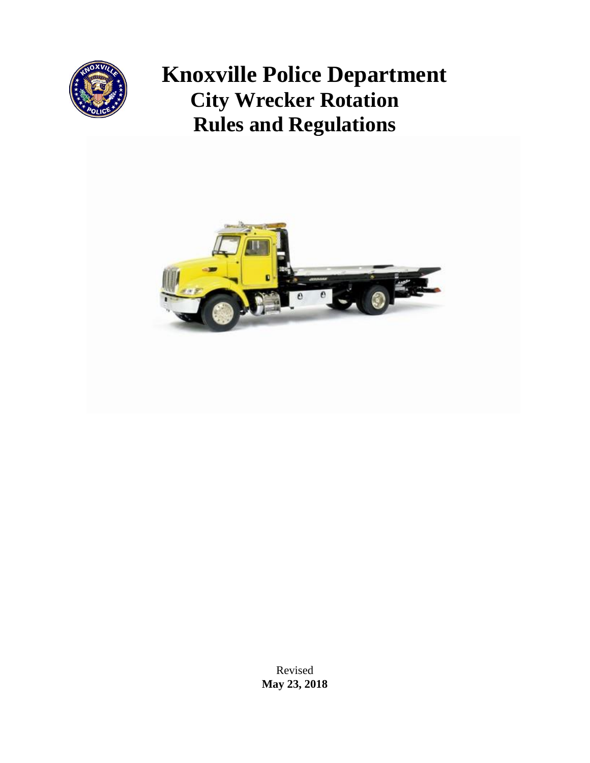# Knoxville Police Department

## City Wrecker Rotation

## Rules and Regulations

Revised

**May 23, 2018**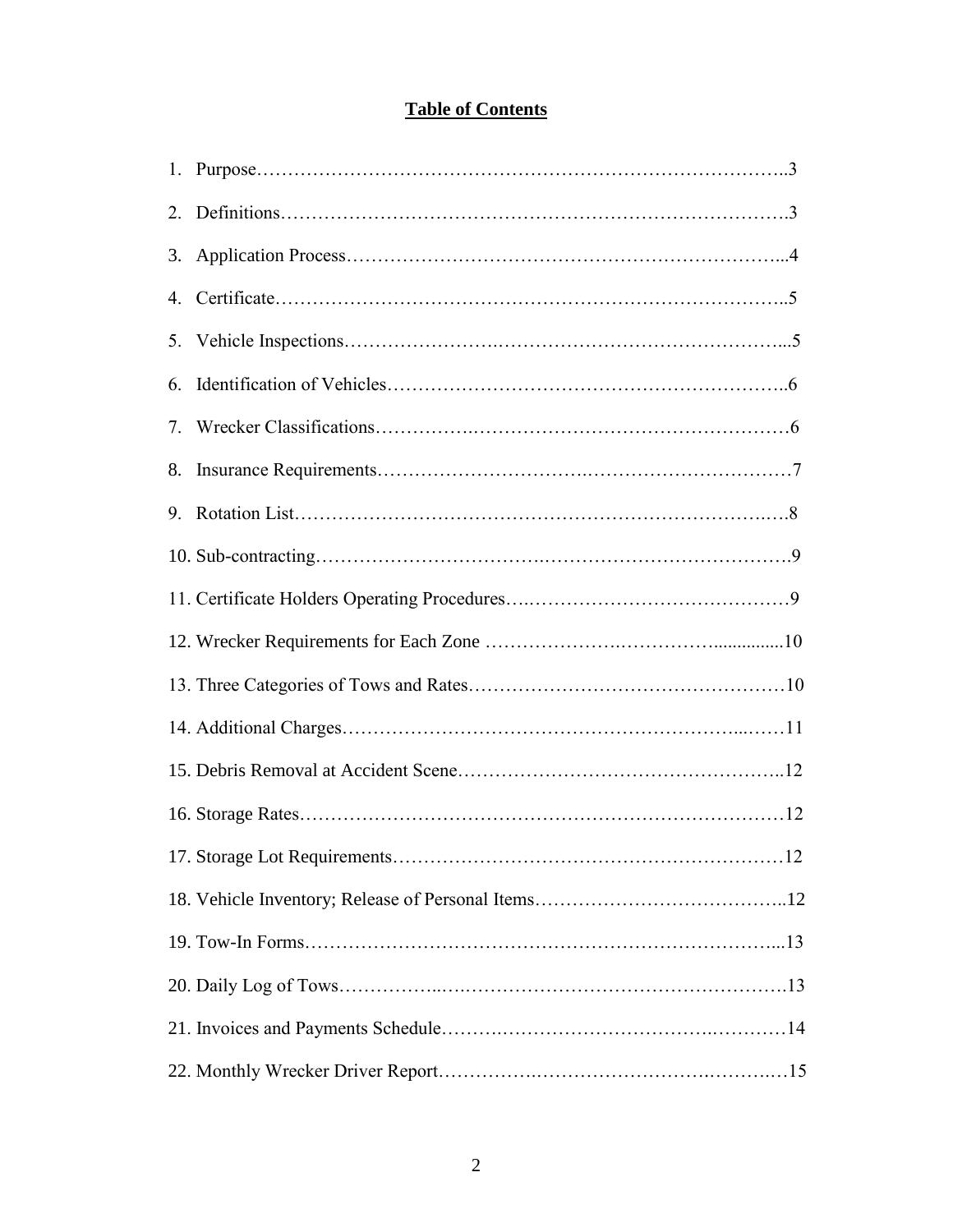# Table of Contents

1. Purpose……………………………………………………………………………..3
2. Definitions……………………………………………………………………….3
3. Application Process……………………………………………………………...4
4. Certificate………………………………………………………………………..5
5. Vehicle Inspections……………………………………………………………...5
6. Identification of Vehicles………………………………………………………..6
7. Wrecker Classifications…………………………………………………………6
8. Insurance Requirements…………………………………………………………7
9. Rotation List……………………………………………………………………..8
10. Sub-contracting………………………………………………………………….9
11. Certificate Holders Operating Procedures……………………………………….9
12. Wrecker Requirements for Each Zone ………………………………...............10
13. Three Categories of Tows and Rates……………………………………………10
14. Additional Charges……………………………………………………...……11
15. Debris Removal at Accident Scene……………………………………………..12
16. Storage Rates……………………………………………………………………12
17. Storage Lot Requirements………………………………………………………12
18. Vehicle Inventory; Release of Personal Items…………………………………..12
19. Tow-In Forms…………………………………………………………………...13
20. Daily Log of Tows………………………………………………………………13
21. Invoices and Payments Schedule………………………………………………14
22. Monthly Wrecker Driver Report………………………………………………15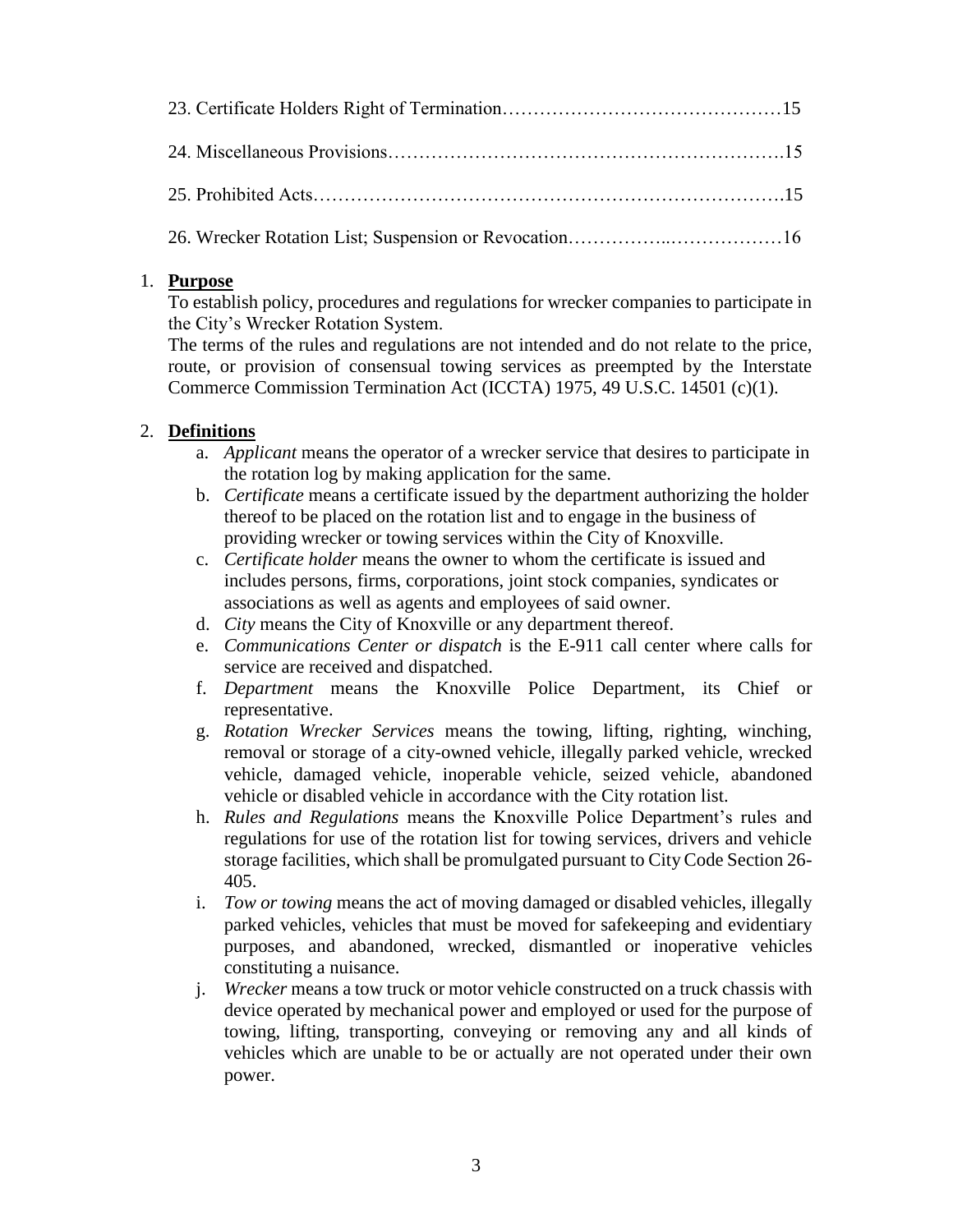23. Certificate Holders Right of Termination……………………………………15

24. Miscellaneous Provisions……………………………………………………..15

25. Prohibited Acts……………………………………………………………….15

26. Wrecker Rotation List; Suspension or Revocation……………..………………16

1. **Purpose**

   To establish policy, procedures and regulations for wrecker companies to participate in the City's Wrecker Rotation System.

   The terms of the rules and regulations are not intended and do not relate to the price, route, or provision of consensual towing services as preempted by the Interstate Commerce Commission Termination Act (ICCTA) 1975, 49 U.S.C. 14501 (c)(1).

2. **Definitions**
   a. *Applicant* means the operator of a wrecker service that desires to participate in the rotation log by making application for the same.
   b. *Certificate* means a certificate issued by the department authorizing the holder thereof to be placed on the rotation list and to engage in the business of providing wrecker or towing services within the City of Knoxville.
   c. *Certificate holder* means the owner to whom the certificate is issued and includes persons, firms, corporations, joint stock companies, syndicates or associations as well as agents and employees of said owner.
   d. *City* means the City of Knoxville or any department thereof.
   e. *Communications Center or dispatch* is the E-911 call center where calls for service are received and dispatched.
   f. *Department* means the Knoxville Police Department, its Chief or representative.
   g. *Rotation Wrecker Services* means the towing, lifting, righting, winching, removal or storage of a city-owned vehicle, illegally parked vehicle, wrecked vehicle, damaged vehicle, inoperable vehicle, seized vehicle, abandoned vehicle or disabled vehicle in accordance with the City rotation list.
   h. *Rules and Regulations* means the Knoxville Police Department's rules and regulations for use of the rotation list for towing services, drivers and vehicle storage facilities, which shall be promulgated pursuant to City Code Section 26-405.
   i. *Tow or towing* means the act of moving damaged or disabled vehicles, illegally parked vehicles, vehicles that must be moved for safekeeping and evidentiary purposes, and abandoned, wrecked, dismantled or inoperative vehicles constituting a nuisance.
   j. *Wrecker* means a tow truck or motor vehicle constructed on a truck chassis with device operated by mechanical power and employed or used for the purpose of towing, lifting, transporting, conveying or removing any and all kinds of vehicles which are unable to be or actually are not operated under their own power.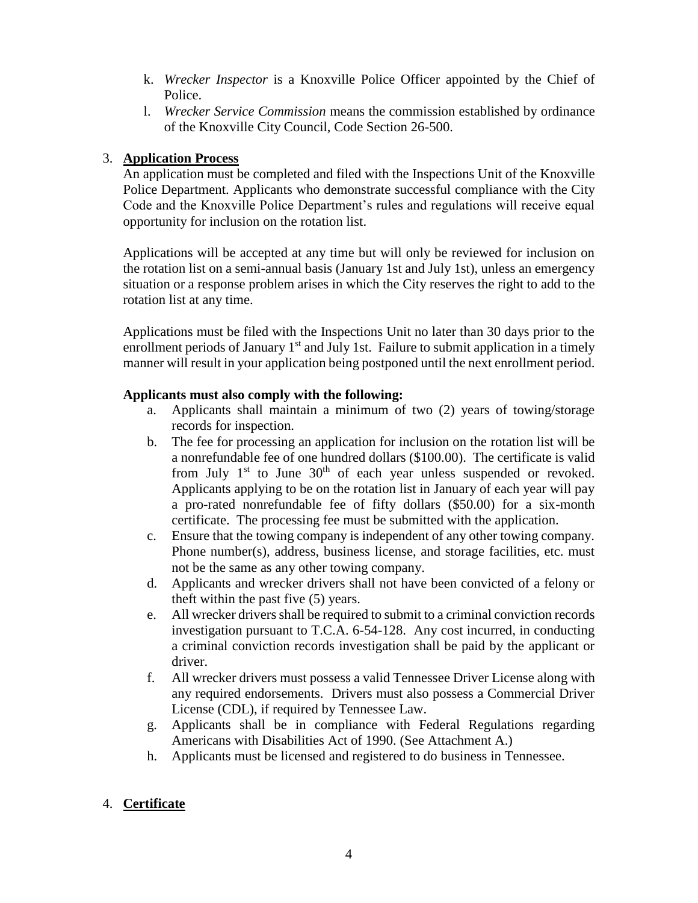k. *Wrecker Inspector* is a Knoxville Police Officer appointed by the Chief of Police.

l. *Wrecker Service Commission* means the commission established by ordinance of the Knoxville City Council, Code Section 26-500.

3. **Application Process**

An application must be completed and filed with the Inspections Unit of the Knoxville Police Department. Applicants who demonstrate successful compliance with the City Code and the Knoxville Police Department's rules and regulations will receive equal opportunity for inclusion on the rotation list.

Applications will be accepted at any time but will only be reviewed for inclusion on the rotation list on a semi-annual basis (January 1st and July 1st), unless an emergency situation or a response problem arises in which the City reserves the right to add to the rotation list at any time.

Applications must be filed with the Inspections Unit no later than 30 days prior to the enrollment periods of January 1st and July 1st. Failure to submit application in a timely manner will result in your application being postponed until the next enrollment period.

**Applicants must also comply with the following:**

a. Applicants shall maintain a minimum of two (2) years of towing/storage records for inspection.

b. The fee for processing an application for inclusion on the rotation list will be a nonrefundable fee of one hundred dollars ($100.00). The certificate is valid from July 1st to June 30th of each year unless suspended or revoked. Applicants applying to be on the rotation list in January of each year will pay a pro-rated nonrefundable fee of fifty dollars ($50.00) for a six-month certificate. The processing fee must be submitted with the application.

c. Ensure that the towing company is independent of any other towing company. Phone number(s), address, business license, and storage facilities, etc. must not be the same as any other towing company.

d. Applicants and wrecker drivers shall not have been convicted of a felony or theft within the past five (5) years.

e. All wrecker drivers shall be required to submit to a criminal conviction records investigation pursuant to T.C.A. 6-54-128. Any cost incurred, in conducting a criminal conviction records investigation shall be paid by the applicant or driver.

f. All wrecker drivers must possess a valid Tennessee Driver License along with any required endorsements. Drivers must also possess a Commercial Driver License (CDL), if required by Tennessee Law.

g. Applicants shall be in compliance with Federal Regulations regarding Americans with Disabilities Act of 1990. (See Attachment A.)

h. Applicants must be licensed and registered to do business in Tennessee.

4. **Certificate**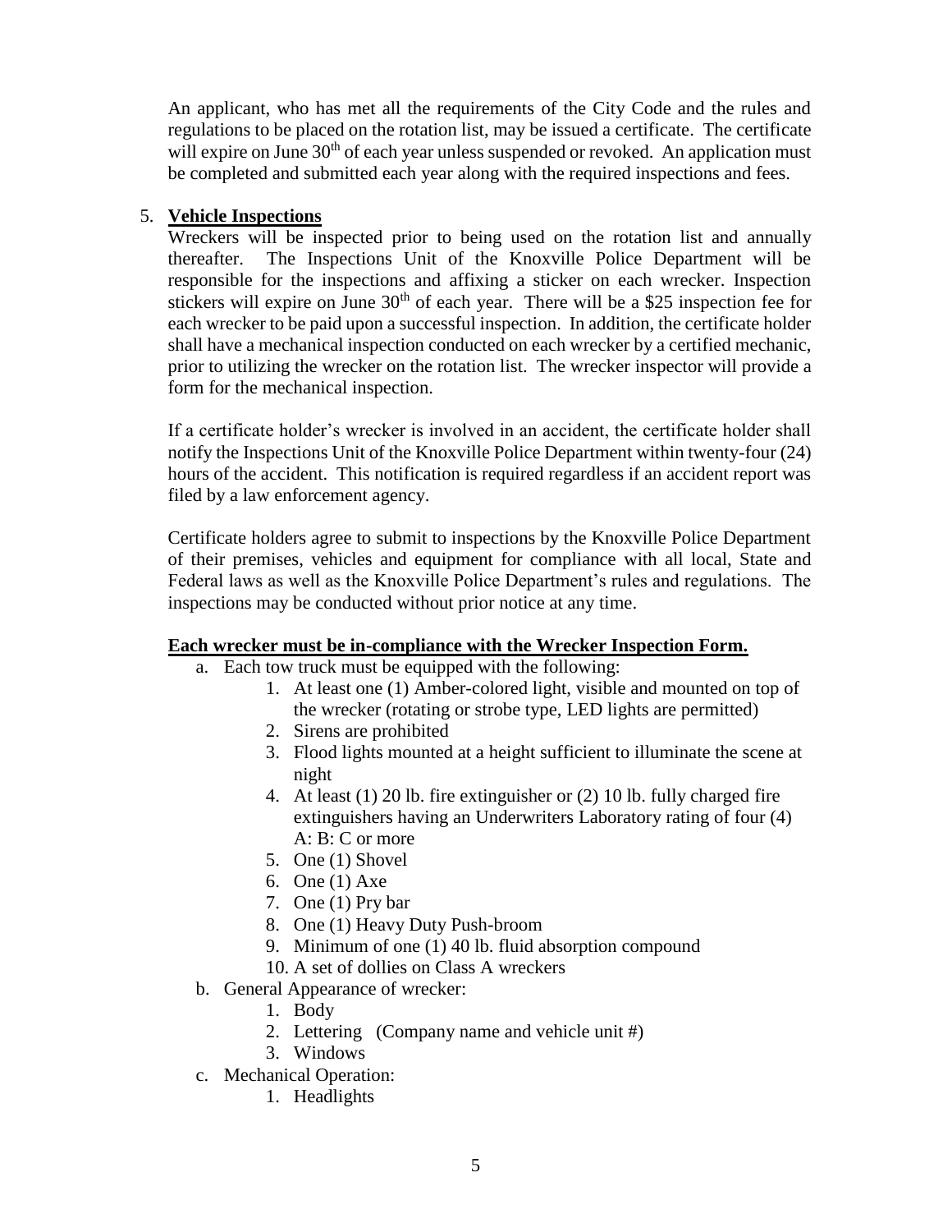An applicant, who has met all the requirements of the City Code and the rules and regulations to be placed on the rotation list, may be issued a certificate. The certificate will expire on June 30th of each year unless suspended or revoked. An application must be completed and submitted each year along with the required inspections and fees.

5. **Vehicle Inspections**

   Wreckers will be inspected prior to being used on the rotation list and annually thereafter. The Inspections Unit of the Knoxville Police Department will be responsible for the inspections and affixing a sticker on each wrecker. Inspection stickers will expire on June 30th of each year. There will be a $25 inspection fee for each wrecker to be paid upon a successful inspection. In addition, the certificate holder shall have a mechanical inspection conducted on each wrecker by a certified mechanic, prior to utilizing the wrecker on the rotation list. The wrecker inspector will provide a form for the mechanical inspection.

   If a certificate holder's wrecker is involved in an accident, the certificate holder shall notify the Inspections Unit of the Knoxville Police Department within twenty-four (24) hours of the accident. This notification is required regardless if an accident report was filed by a law enforcement agency.

   Certificate holders agree to submit to inspections by the Knoxville Police Department of their premises, vehicles and equipment for compliance with all local, State and Federal laws as well as the Knoxville Police Department's rules and regulations. The inspections may be conducted without prior notice at any time.

   **Each wrecker must be in-compliance with the Wrecker Inspection Form.**

   a. Each tow truck must be equipped with the following:
      1. At least one (1) Amber-colored light, visible and mounted on top of the wrecker (rotating or strobe type, LED lights are permitted)
      2. Sirens are prohibited
      3. Flood lights mounted at a height sufficient to illuminate the scene at night
      4. At least (1) 20 lb. fire extinguisher or (2) 10 lb. fully charged fire extinguishers having an Underwriters Laboratory rating of four (4) A: B: C or more
      5. One (1) Shovel
      6. One (1) Axe
      7. One (1) Pry bar
      8. One (1) Heavy Duty Push-broom
      9. Minimum of one (1) 40 lb. fluid absorption compound
      10. A set of dollies on Class A wreckers
   b. General Appearance of wrecker:
      1. Body
      2. Lettering (Company name and vehicle unit #)
      3. Windows
   c. Mechanical Operation:
      1. Headlights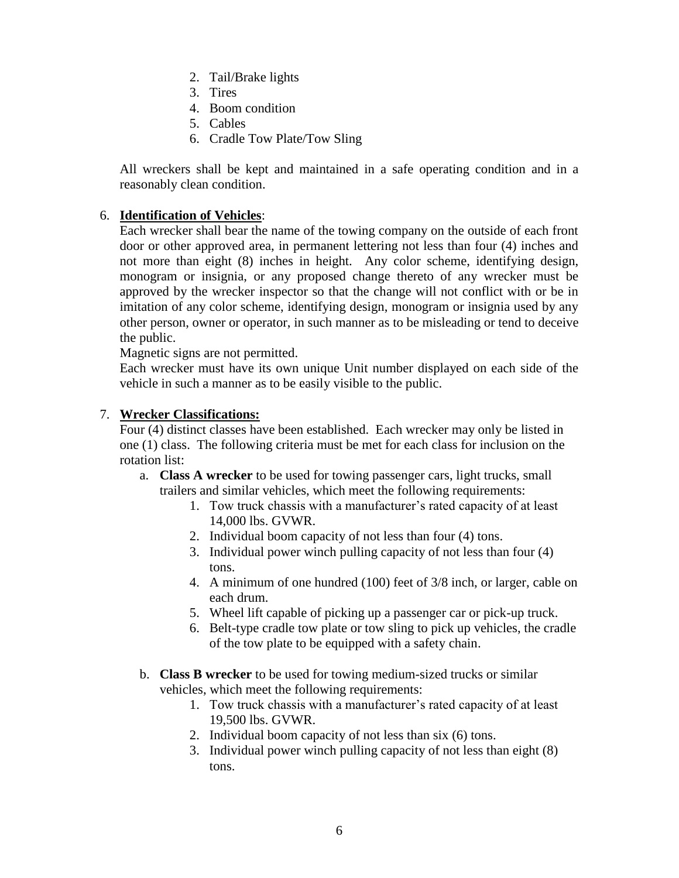2. Tail/Brake lights
3. Tires
4. Boom condition
5. Cables
6. Cradle Tow Plate/Tow Sling

All wreckers shall be kept and maintained in a safe operating condition and in a reasonably clean condition.

6. **Identification of Vehicles**:

   Each wrecker shall bear the name of the towing company on the outside of each front door or other approved area, in permanent lettering not less than four (4) inches and not more than eight (8) inches in height. Any color scheme, identifying design, monogram or insignia, or any proposed change thereto of any wrecker must be approved by the wrecker inspector so that the change will not conflict with or be in imitation of any color scheme, identifying design, monogram or insignia used by any other person, owner or operator, in such manner as to be misleading or tend to deceive the public.

   Magnetic signs are not permitted.

   Each wrecker must have its own unique Unit number displayed on each side of the vehicle in such a manner as to be easily visible to the public.

7. **Wrecker Classifications:**

   Four (4) distinct classes have been established. Each wrecker may only be listed in one (1) class. The following criteria must be met for each class for inclusion on the rotation list:

   a. **Class A wrecker** to be used for towing passenger cars, light trucks, small trailers and similar vehicles, which meet the following requirements:
      1. Tow truck chassis with a manufacturer's rated capacity of at least 14,000 lbs. GVWR.
      2. Individual boom capacity of not less than four (4) tons.
      3. Individual power winch pulling capacity of not less than four (4) tons.
      4. A minimum of one hundred (100) feet of 3/8 inch, or larger, cable on each drum.
      5. Wheel lift capable of picking up a passenger car or pick-up truck.
      6. Belt-type cradle tow plate or tow sling to pick up vehicles, the cradle of the tow plate to be equipped with a safety chain.

   b. **Class B wrecker** to be used for towing medium-sized trucks or similar vehicles, which meet the following requirements:
      1. Tow truck chassis with a manufacturer's rated capacity of at least 19,500 lbs. GVWR.
      2. Individual boom capacity of not less than six (6) tons.
      3. Individual power winch pulling capacity of not less than eight (8) tons.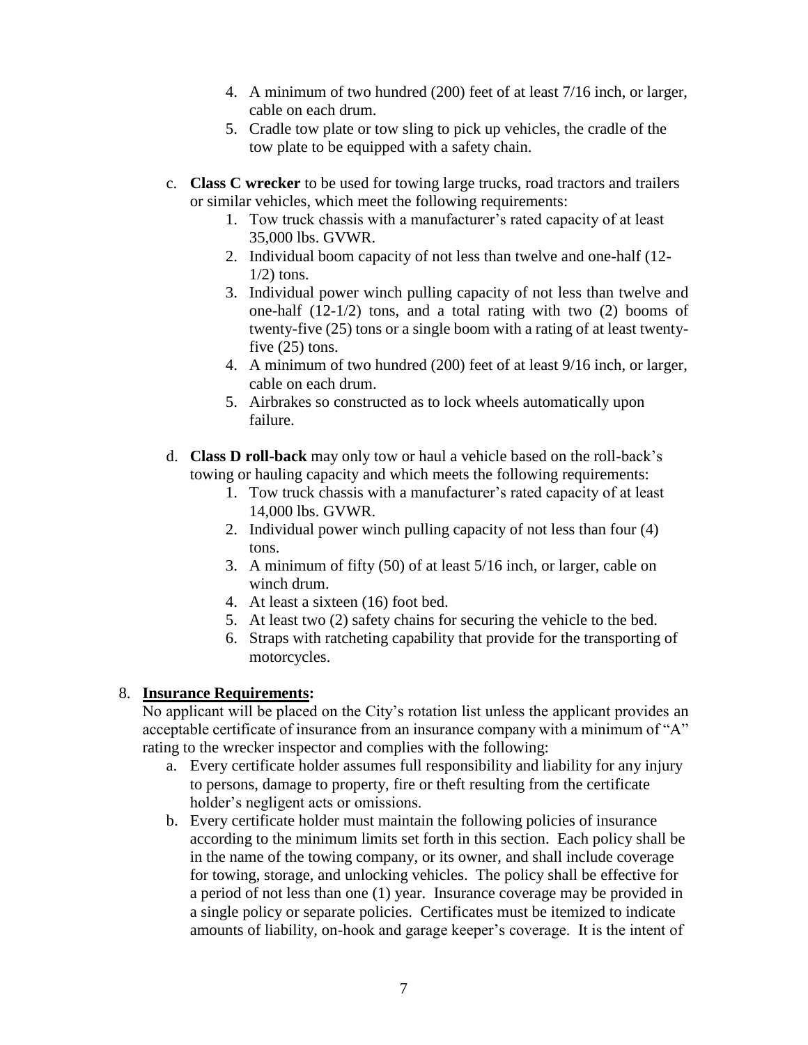4. A minimum of two hundred (200) feet of at least 7/16 inch, or larger, cable on each drum.
5. Cradle tow plate or tow sling to pick up vehicles, the cradle of the tow plate to be equipped with a safety chain.

c. **Class C wrecker** to be used for towing large trucks, road tractors and trailers or similar vehicles, which meet the following requirements:
   1. Tow truck chassis with a manufacturer's rated capacity of at least 35,000 lbs. GVWR.
   2. Individual boom capacity of not less than twelve and one-half (12-1/2) tons.
   3. Individual power winch pulling capacity of not less than twelve and one-half (12-1/2) tons, and a total rating with two (2) booms of twenty-five (25) tons or a single boom with a rating of at least twenty-five (25) tons.
   4. A minimum of two hundred (200) feet of at least 9/16 inch, or larger, cable on each drum.
   5. Airbrakes so constructed as to lock wheels automatically upon failure.

d. **Class D roll-back** may only tow or haul a vehicle based on the roll-back's towing or hauling capacity and which meets the following requirements:
   1. Tow truck chassis with a manufacturer's rated capacity of at least 14,000 lbs. GVWR.
   2. Individual power winch pulling capacity of not less than four (4) tons.
   3. A minimum of fifty (50) of at least 5/16 inch, or larger, cable on winch drum.
   4. At least a sixteen (16) foot bed.
   5. At least two (2) safety chains for securing the vehicle to the bed.
   6. Straps with ratcheting capability that provide for the transporting of motorcycles.

8. **Insurance Requirements:**

No applicant will be placed on the City's rotation list unless the applicant provides an acceptable certificate of insurance from an insurance company with a minimum of "A" rating to the wrecker inspector and complies with the following:

a. Every certificate holder assumes full responsibility and liability for any injury to persons, damage to property, fire or theft resulting from the certificate holder's negligent acts or omissions.

b. Every certificate holder must maintain the following policies of insurance according to the minimum limits set forth in this section. Each policy shall be in the name of the towing company, or its owner, and shall include coverage for towing, storage, and unlocking vehicles. The policy shall be effective for a period of not less than one (1) year. Insurance coverage may be provided in a single policy or separate policies. Certificates must be itemized to indicate amounts of liability, on-hook and garage keeper's coverage. It is the intent of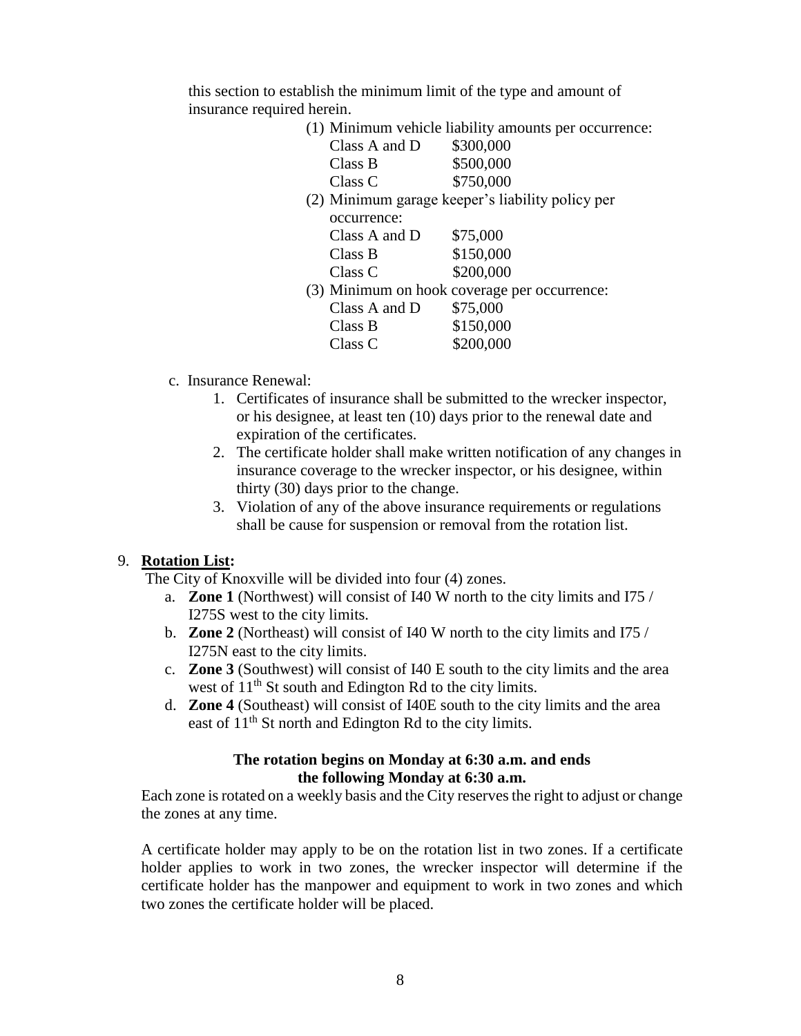this section to establish the minimum limit of the type and amount of insurance required herein.

(1) Minimum vehicle liability amounts per occurrence:

| | |
|---|---|
| Class A and D | $300,000 |
| Class B | $500,000 |
| Class C | $750,000 |

(2) Minimum garage keeper's liability policy per occurrence:

| | |
|---|---|
| Class A and D | $75,000 |
| Class B | $150,000 |
| Class C | $200,000 |

(3) Minimum on hook coverage per occurrence:

| | |
|---|---|
| Class A and D | $75,000 |
| Class B | $150,000 |
| Class C | $200,000 |

c. Insurance Renewal:

1. Certificates of insurance shall be submitted to the wrecker inspector, or his designee, at least ten (10) days prior to the renewal date and expiration of the certificates.
2. The certificate holder shall make written notification of any changes in insurance coverage to the wrecker inspector, or his designee, within thirty (30) days prior to the change.
3. Violation of any of the above insurance requirements or regulations shall be cause for suspension or removal from the rotation list.

9. **Rotation List:**

The City of Knoxville will be divided into four (4) zones.

a. **Zone 1** (Northwest) will consist of I40 W north to the city limits and I75 / I275S west to the city limits.
b. **Zone 2** (Northeast) will consist of I40 W north to the city limits and I75 / I275N east to the city limits.
c. **Zone 3** (Southwest) will consist of I40 E south to the city limits and the area west of 11th St south and Edington Rd to the city limits.
d. **Zone 4** (Southeast) will consist of I40E south to the city limits and the area east of 11th St north and Edington Rd to the city limits.

**The rotation begins on Monday at 6:30 a.m. and ends the following Monday at 6:30 a.m.**

Each zone is rotated on a weekly basis and the City reserves the right to adjust or change the zones at any time.

A certificate holder may apply to be on the rotation list in two zones. If a certificate holder applies to work in two zones, the wrecker inspector will determine if the certificate holder has the manpower and equipment to work in two zones and which two zones the certificate holder will be placed.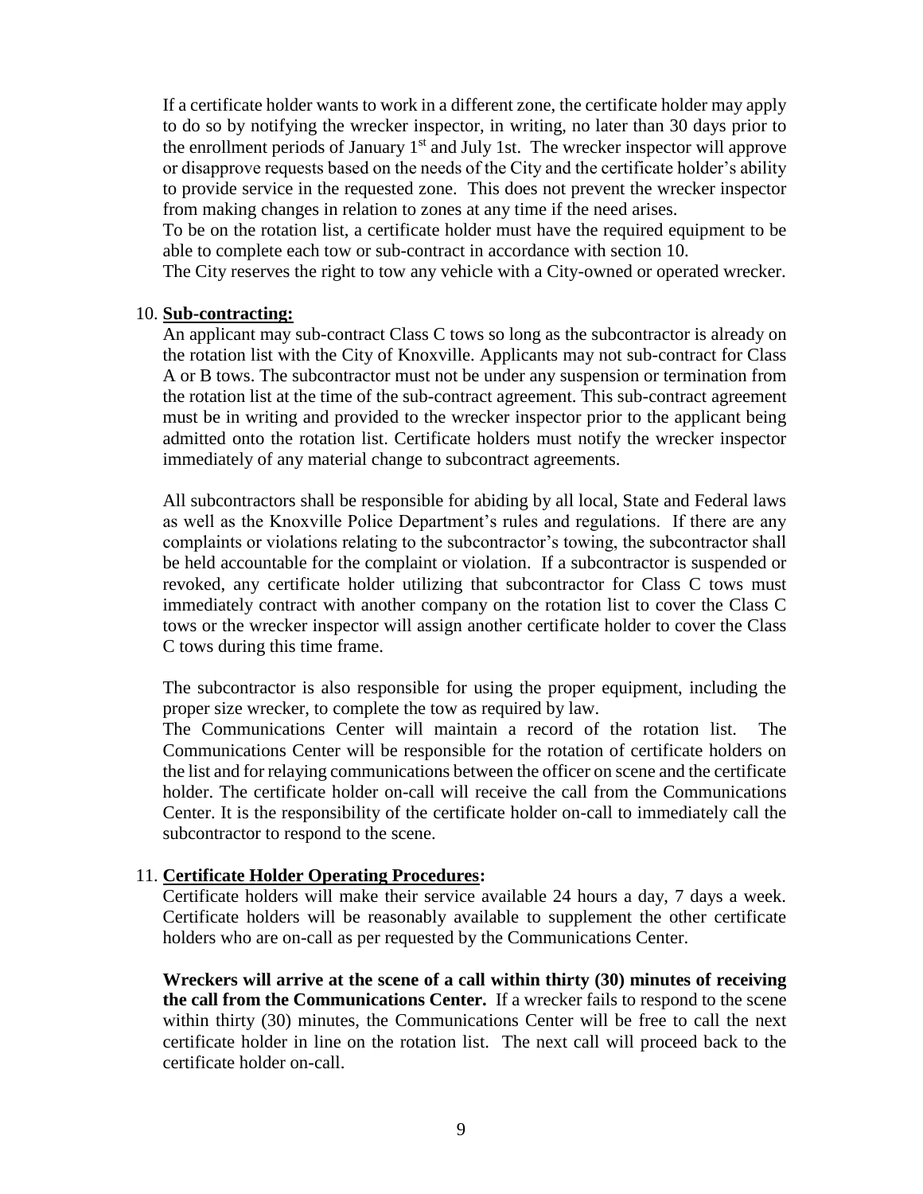If a certificate holder wants to work in a different zone, the certificate holder may apply to do so by notifying the wrecker inspector, in writing, no later than 30 days prior to the enrollment periods of January 1st and July 1st. The wrecker inspector will approve or disapprove requests based on the needs of the City and the certificate holder's ability to provide service in the requested zone. This does not prevent the wrecker inspector from making changes in relation to zones at any time if the need arises.

To be on the rotation list, a certificate holder must have the required equipment to be able to complete each tow or sub-contract in accordance with section 10.

The City reserves the right to tow any vehicle with a City-owned or operated wrecker.

10. **Sub-contracting:**

An applicant may sub-contract Class C tows so long as the subcontractor is already on the rotation list with the City of Knoxville. Applicants may not sub-contract for Class A or B tows. The subcontractor must not be under any suspension or termination from the rotation list at the time of the sub-contract agreement. This sub-contract agreement must be in writing and provided to the wrecker inspector prior to the applicant being admitted onto the rotation list. Certificate holders must notify the wrecker inspector immediately of any material change to subcontract agreements.

All subcontractors shall be responsible for abiding by all local, State and Federal laws as well as the Knoxville Police Department's rules and regulations. If there are any complaints or violations relating to the subcontractor's towing, the subcontractor shall be held accountable for the complaint or violation. If a subcontractor is suspended or revoked, any certificate holder utilizing that subcontractor for Class C tows must immediately contract with another company on the rotation list to cover the Class C tows or the wrecker inspector will assign another certificate holder to cover the Class C tows during this time frame.

The subcontractor is also responsible for using the proper equipment, including the proper size wrecker, to complete the tow as required by law.

The Communications Center will maintain a record of the rotation list. The Communications Center will be responsible for the rotation of certificate holders on the list and for relaying communications between the officer on scene and the certificate holder. The certificate holder on-call will receive the call from the Communications Center. It is the responsibility of the certificate holder on-call to immediately call the subcontractor to respond to the scene.

11. **Certificate Holder Operating Procedures:**

Certificate holders will make their service available 24 hours a day, 7 days a week. Certificate holders will be reasonably available to supplement the other certificate holders who are on-call as per requested by the Communications Center.

**Wreckers will arrive at the scene of a call within thirty (30) minutes of receiving the call from the Communications Center.** If a wrecker fails to respond to the scene within thirty (30) minutes, the Communications Center will be free to call the next certificate holder in line on the rotation list. The next call will proceed back to the certificate holder on-call.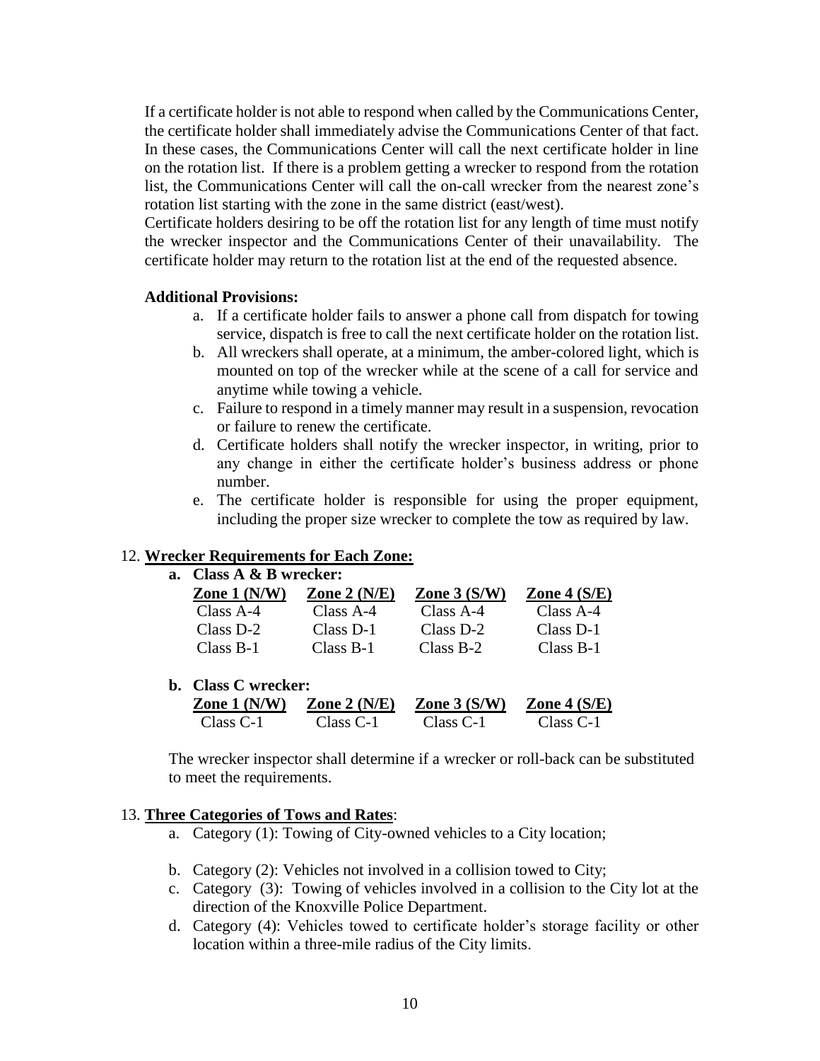If a certificate holder is not able to respond when called by the Communications Center, the certificate holder shall immediately advise the Communications Center of that fact. In these cases, the Communications Center will call the next certificate holder in line on the rotation list. If there is a problem getting a wrecker to respond from the rotation list, the Communications Center will call the on-call wrecker from the nearest zone's rotation list starting with the zone in the same district (east/west).

Certificate holders desiring to be off the rotation list for any length of time must notify the wrecker inspector and the Communications Center of their unavailability. The certificate holder may return to the rotation list at the end of the requested absence.

**Additional Provisions:**

a. If a certificate holder fails to answer a phone call from dispatch for towing service, dispatch is free to call the next certificate holder on the rotation list.
b. All wreckers shall operate, at a minimum, the amber-colored light, which is mounted on top of the wrecker while at the scene of a call for service and anytime while towing a vehicle.
c. Failure to respond in a timely manner may result in a suspension, revocation or failure to renew the certificate.
d. Certificate holders shall notify the wrecker inspector, in writing, prior to any change in either the certificate holder's business address or phone number.
e. The certificate holder is responsible for using the proper equipment, including the proper size wrecker to complete the tow as required by law.

12. **Wrecker Requirements for Each Zone:**

**a. Class A & B wrecker:**

| **Zone 1 (N/W)** | **Zone 2 (N/E)** | **Zone 3 (S/W)** | **Zone 4 (S/E)** |
|---|---|---|---|
| Class A-4 | Class A-4 | Class A-4 | Class A-4 |
| Class D-2 | Class D-1 | Class D-2 | Class D-1 |
| Class B-1 | Class B-1 | Class B-2 | Class B-1 |

**b. Class C wrecker:**

| **Zone 1 (N/W)** | **Zone 2 (N/E)** | **Zone 3 (S/W)** | **Zone 4 (S/E)** |
|---|---|---|---|
| Class C-1 | Class C-1 | Class C-1 | Class C-1 |

The wrecker inspector shall determine if a wrecker or roll-back can be substituted to meet the requirements.

13. **Three Categories of Tows and Rates**:

a. Category (1): Towing of City-owned vehicles to a City location;
b. Category (2): Vehicles not involved in a collision towed to City;
c. Category (3): Towing of vehicles involved in a collision to the City lot at the direction of the Knoxville Police Department.
d. Category (4): Vehicles towed to certificate holder's storage facility or other location within a three-mile radius of the City limits.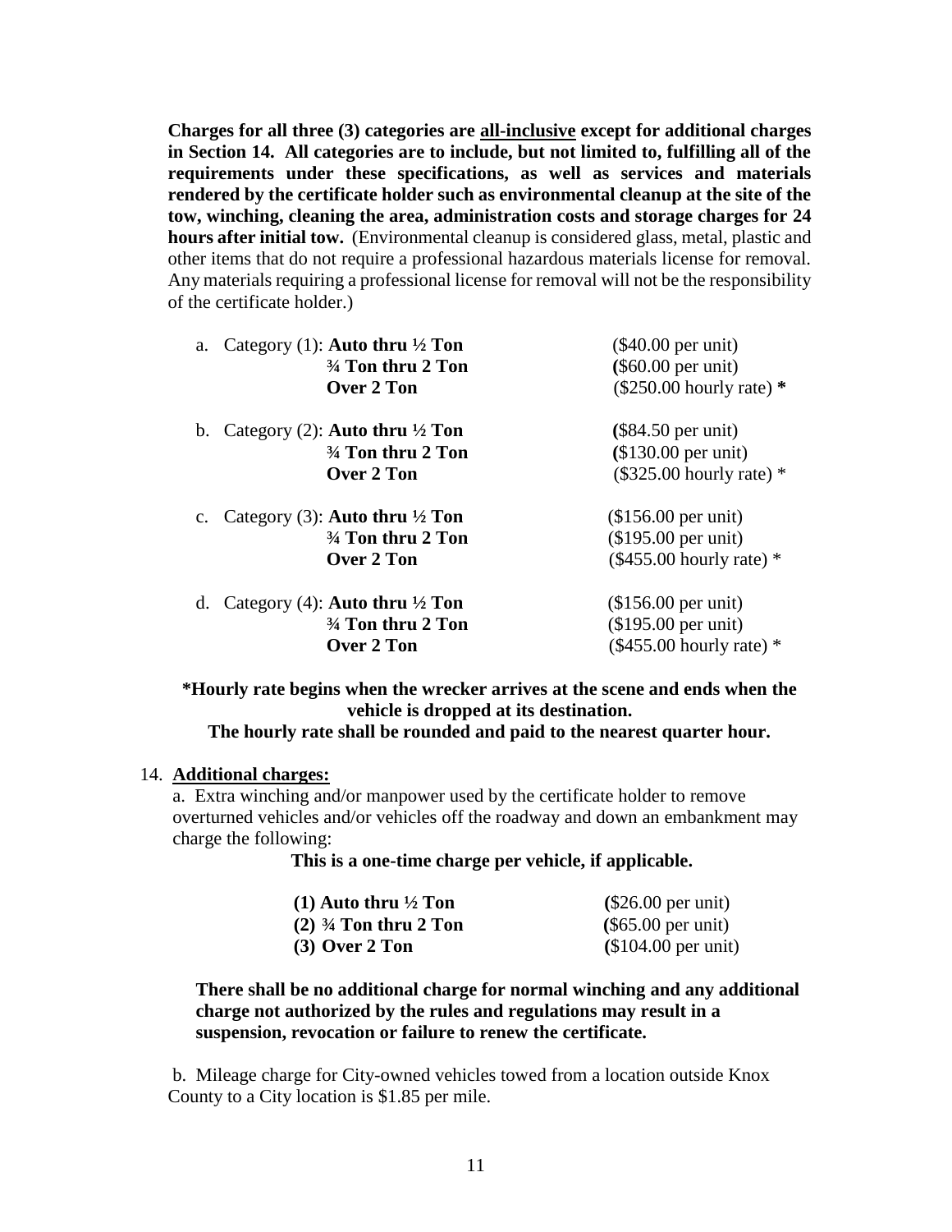**Charges for all three (3) categories are <u>all-inclusive</u> except for additional charges in Section 14. All categories are to include, but not limited to, fulfilling all of the requirements under these specifications, as well as services and materials rendered by the certificate holder such as environmental cleanup at the site of the tow, winching, cleaning the area, administration costs and storage charges for 24 hours after initial tow.** (Environmental cleanup is considered glass, metal, plastic and other items that do not require a professional hazardous materials license for removal. Any materials requiring a professional license for removal will not be the responsibility of the certificate holder.)

a. Category (1): **Auto thru ½ Ton** ($40.00 per unit)
**¾ Ton thru 2 Ton** ($60.00 per unit)
**Over 2 Ton** ($250.00 hourly rate) *

b. Category (2): **Auto thru ½ Ton** ($84.50 per unit)
**¾ Ton thru 2 Ton** ($130.00 per unit)
**Over 2 Ton** ($325.00 hourly rate) *

c. Category (3): **Auto thru ½ Ton** ($156.00 per unit)
**¾ Ton thru 2 Ton** ($195.00 per unit)
**Over 2 Ton** ($455.00 hourly rate) *

d. Category (4): **Auto thru ½ Ton** ($156.00 per unit)
**¾ Ton thru 2 Ton** ($195.00 per unit)
**Over 2 Ton** ($455.00 hourly rate) *

**\*Hourly rate begins when the wrecker arrives at the scene and ends when the vehicle is dropped at its destination.**
**The hourly rate shall be rounded and paid to the nearest quarter hour.**

14. **<u>Additional charges:</u>**

a. Extra winching and/or manpower used by the certificate holder to remove overturned vehicles and/or vehicles off the roadway and down an embankment may charge the following:

**This is a one-time charge per vehicle, if applicable.**

**(1) Auto thru ½ Ton** ($26.00 per unit)
**(2) ¾ Ton thru 2 Ton** ($65.00 per unit)
**(3) Over 2 Ton** ($104.00 per unit)

**There shall be no additional charge for normal winching and any additional charge not authorized by the rules and regulations may result in a suspension, revocation or failure to renew the certificate.**

b. Mileage charge for City-owned vehicles towed from a location outside Knox County to a City location is $1.85 per mile.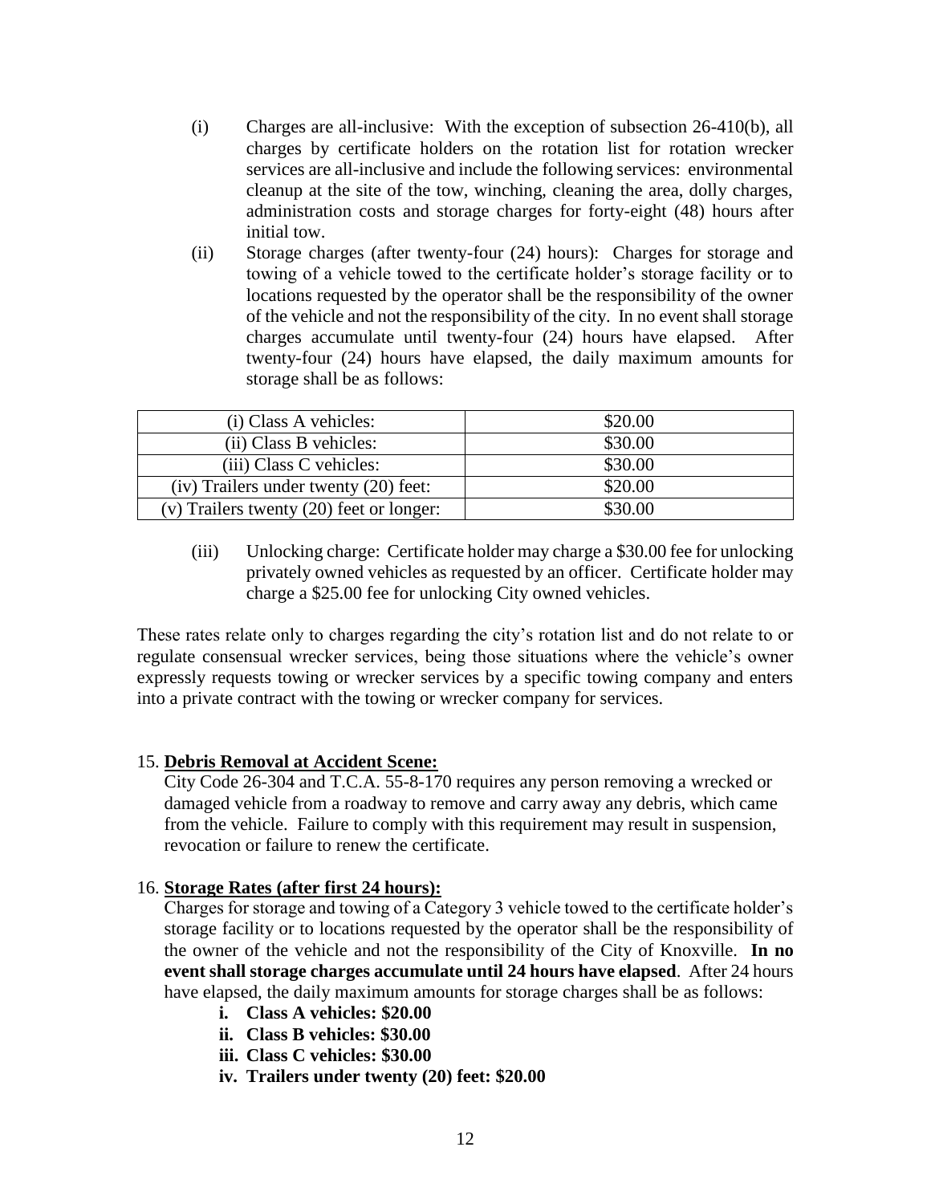(i) Charges are all-inclusive: With the exception of subsection 26-410(b), all charges by certificate holders on the rotation list for rotation wrecker services are all-inclusive and include the following services: environmental cleanup at the site of the tow, winching, cleaning the area, dolly charges, administration costs and storage charges for forty-eight (48) hours after initial tow.

(ii) Storage charges (after twenty-four (24) hours): Charges for storage and towing of a vehicle towed to the certificate holder's storage facility or to locations requested by the operator shall be the responsibility of the owner of the vehicle and not the responsibility of the city. In no event shall storage charges accumulate until twenty-four (24) hours have elapsed. After twenty-four (24) hours have elapsed, the daily maximum amounts for storage shall be as follows:

| | |
|---|---|
| (i) Class A vehicles: | $20.00 |
| (ii) Class B vehicles: | $30.00 |
| (iii) Class C vehicles: | $30.00 |
| (iv) Trailers under twenty (20) feet: | $20.00 |
| (v) Trailers twenty (20) feet or longer: | $30.00 |

(iii) Unlocking charge: Certificate holder may charge a $30.00 fee for unlocking privately owned vehicles as requested by an officer. Certificate holder may charge a $25.00 fee for unlocking City owned vehicles.

These rates relate only to charges regarding the city's rotation list and do not relate to or regulate consensual wrecker services, being those situations where the vehicle's owner expressly requests towing or wrecker services by a specific towing company and enters into a private contract with the towing or wrecker company for services.

15. **Debris Removal at Accident Scene:**
City Code 26-304 and T.C.A. 55-8-170 requires any person removing a wrecked or damaged vehicle from a roadway to remove and carry away any debris, which came from the vehicle. Failure to comply with this requirement may result in suspension, revocation or failure to renew the certificate.

16. **Storage Rates (after first 24 hours):**
Charges for storage and towing of a Category 3 vehicle towed to the certificate holder's storage facility or to locations requested by the operator shall be the responsibility of the owner of the vehicle and not the responsibility of the City of Knoxville. **In no event shall storage charges accumulate until 24 hours have elapsed**. After 24 hours have elapsed, the daily maximum amounts for storage charges shall be as follows:
   i. **Class A vehicles: $20.00**
   ii. **Class B vehicles: $30.00**
   iii. **Class C vehicles: $30.00**
   iv. **Trailers under twenty (20) feet: $20.00**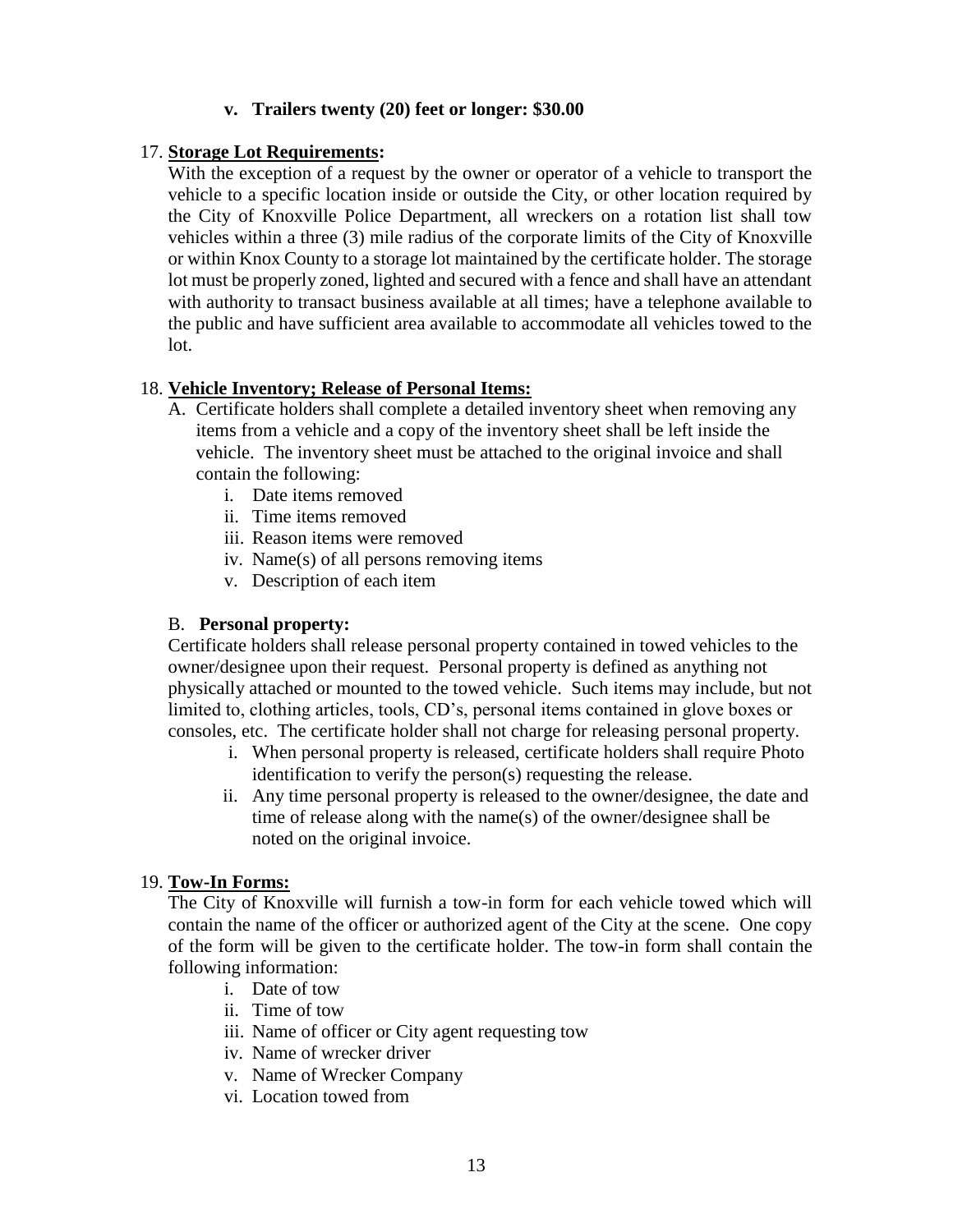v. **Trailers twenty (20) feet or longer: $30.00**

17. **Storage Lot Requirements:**

With the exception of a request by the owner or operator of a vehicle to transport the vehicle to a specific location inside or outside the City, or other location required by the City of Knoxville Police Department, all wreckers on a rotation list shall tow vehicles within a three (3) mile radius of the corporate limits of the City of Knoxville or within Knox County to a storage lot maintained by the certificate holder. The storage lot must be properly zoned, lighted and secured with a fence and shall have an attendant with authority to transact business available at all times; have a telephone available to the public and have sufficient area available to accommodate all vehicles towed to the lot.

18. **Vehicle Inventory; Release of Personal Items:**

A. Certificate holders shall complete a detailed inventory sheet when removing any items from a vehicle and a copy of the inventory sheet shall be left inside the vehicle. The inventory sheet must be attached to the original invoice and shall contain the following:

   i. Date items removed
   ii. Time items removed
   iii. Reason items were removed
   iv. Name(s) of all persons removing items
   v. Description of each item

B. **Personal property:**

Certificate holders shall release personal property contained in towed vehicles to the owner/designee upon their request. Personal property is defined as anything not physically attached or mounted to the towed vehicle. Such items may include, but not limited to, clothing articles, tools, CD's, personal items contained in glove boxes or consoles, etc. The certificate holder shall not charge for releasing personal property.

   i. When personal property is released, certificate holders shall require Photo identification to verify the person(s) requesting the release.
   ii. Any time personal property is released to the owner/designee, the date and time of release along with the name(s) of the owner/designee shall be noted on the original invoice.

19. **Tow-In Forms:**

The City of Knoxville will furnish a tow-in form for each vehicle towed which will contain the name of the officer or authorized agent of the City at the scene. One copy of the form will be given to the certificate holder. The tow-in form shall contain the following information:

   i. Date of tow
   ii. Time of tow
   iii. Name of officer or City agent requesting tow
   iv. Name of wrecker driver
   v. Name of Wrecker Company
   vi. Location towed from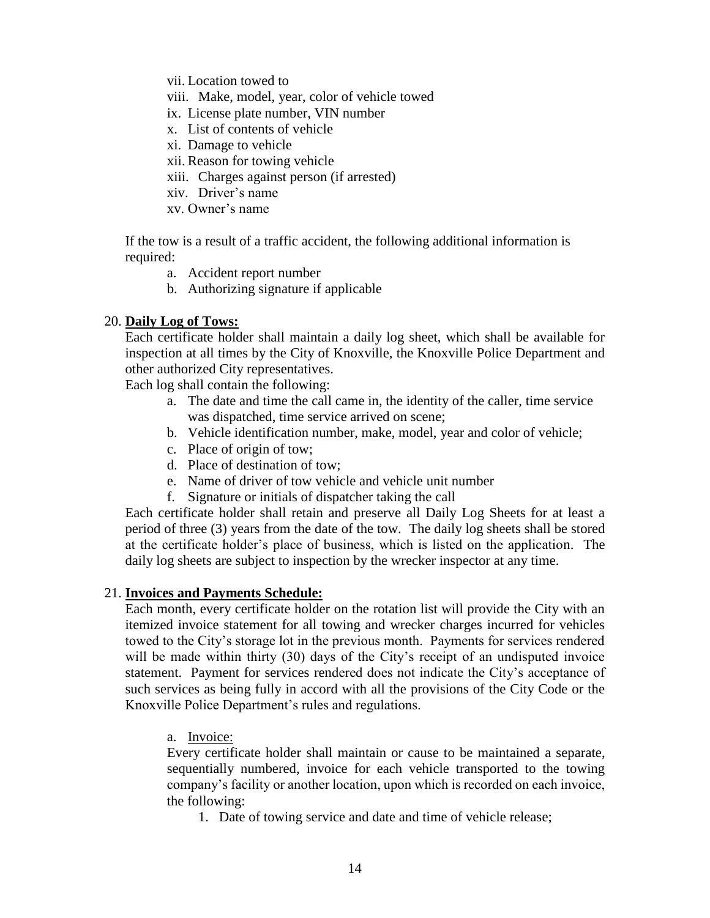vii. Location towed to
viii. Make, model, year, color of vehicle towed
ix. License plate number, VIN number
x. List of contents of vehicle
xi. Damage to vehicle
xii. Reason for towing vehicle
xiii. Charges against person (if arrested)
xiv. Driver's name
xv. Owner's name

If the tow is a result of a traffic accident, the following additional information is required:

a. Accident report number
b. Authorizing signature if applicable

20. **Daily Log of Tows:**
Each certificate holder shall maintain a daily log sheet, which shall be available for inspection at all times by the City of Knoxville, the Knoxville Police Department and other authorized City representatives.
Each log shall contain the following:
    a. The date and time the call came in, the identity of the caller, time service was dispatched, time service arrived on scene;
    b. Vehicle identification number, make, model, year and color of vehicle;
    c. Place of origin of tow;
    d. Place of destination of tow;
    e. Name of driver of tow vehicle and vehicle unit number
    f. Signature or initials of dispatcher taking the call

    Each certificate holder shall retain and preserve all Daily Log Sheets for at least a period of three (3) years from the date of the tow. The daily log sheets shall be stored at the certificate holder's place of business, which is listed on the application. The daily log sheets are subject to inspection by the wrecker inspector at any time.

21. **Invoices and Payments Schedule:**
Each month, every certificate holder on the rotation list will provide the City with an itemized invoice statement for all towing and wrecker charges incurred for vehicles towed to the City's storage lot in the previous month. Payments for services rendered will be made within thirty (30) days of the City's receipt of an undisputed invoice statement. Payment for services rendered does not indicate the City's acceptance of such services as being fully in accord with all the provisions of the City Code or the Knoxville Police Department's rules and regulations.

    a. Invoice:
    Every certificate holder shall maintain or cause to be maintained a separate, sequentially numbered, invoice for each vehicle transported to the towing company's facility or another location, upon which is recorded on each invoice, the following:
        1. Date of towing service and date and time of vehicle release;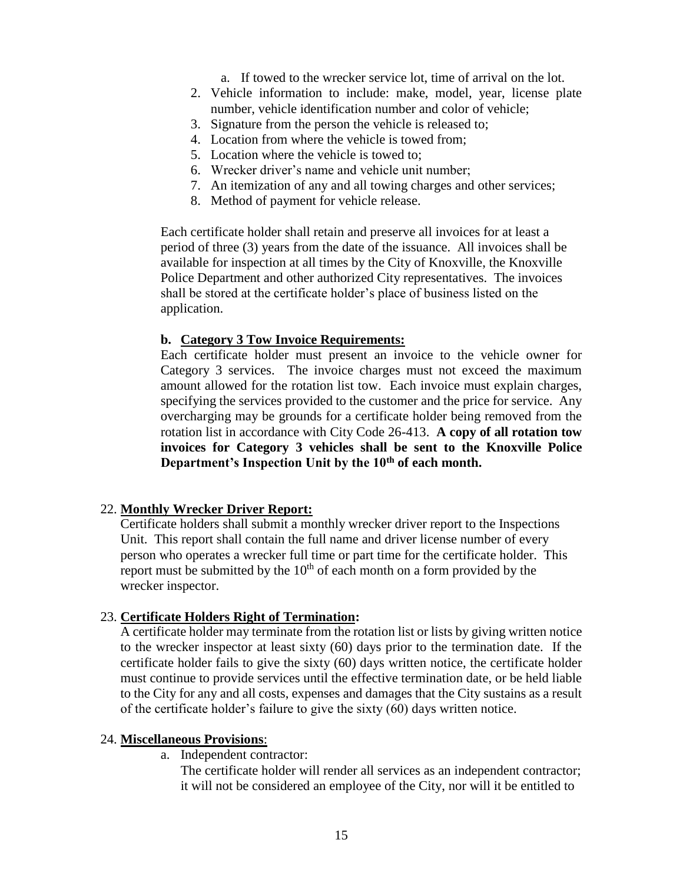a. If towed to the wrecker service lot, time of arrival on the lot.
2. Vehicle information to include: make, model, year, license plate number, vehicle identification number and color of vehicle;
3. Signature from the person the vehicle is released to;
4. Location from where the vehicle is towed from;
5. Location where the vehicle is towed to;
6. Wrecker driver's name and vehicle unit number;
7. An itemization of any and all towing charges and other services;
8. Method of payment for vehicle release.

Each certificate holder shall retain and preserve all invoices for at least a period of three (3) years from the date of the issuance. All invoices shall be available for inspection at all times by the City of Knoxville, the Knoxville Police Department and other authorized City representatives. The invoices shall be stored at the certificate holder's place of business listed on the application.

**b. <u>Category 3 Tow Invoice Requirements:</u>**

Each certificate holder must present an invoice to the vehicle owner for Category 3 services. The invoice charges must not exceed the maximum amount allowed for the rotation list tow. Each invoice must explain charges, specifying the services provided to the customer and the price for service. Any overcharging may be grounds for a certificate holder being removed from the rotation list in accordance with City Code 26-413. **A copy of all rotation tow invoices for Category 3 vehicles shall be sent to the Knoxville Police Department's Inspection Unit by the 10th of each month.**

22. **<u>Monthly Wrecker Driver Report:</u>**

Certificate holders shall submit a monthly wrecker driver report to the Inspections Unit. This report shall contain the full name and driver license number of every person who operates a wrecker full time or part time for the certificate holder. This report must be submitted by the 10th of each month on a form provided by the wrecker inspector.

23. **<u>Certificate Holders Right of Termination</u>:**

A certificate holder may terminate from the rotation list or lists by giving written notice to the wrecker inspector at least sixty (60) days prior to the termination date. If the certificate holder fails to give the sixty (60) days written notice, the certificate holder must continue to provide services until the effective termination date, or be held liable to the City for any and all costs, expenses and damages that the City sustains as a result of the certificate holder's failure to give the sixty (60) days written notice.

24. **<u>Miscellaneous Provisions</u>**:

   a. Independent contractor:

   The certificate holder will render all services as an independent contractor; it will not be considered an employee of the City, nor will it be entitled to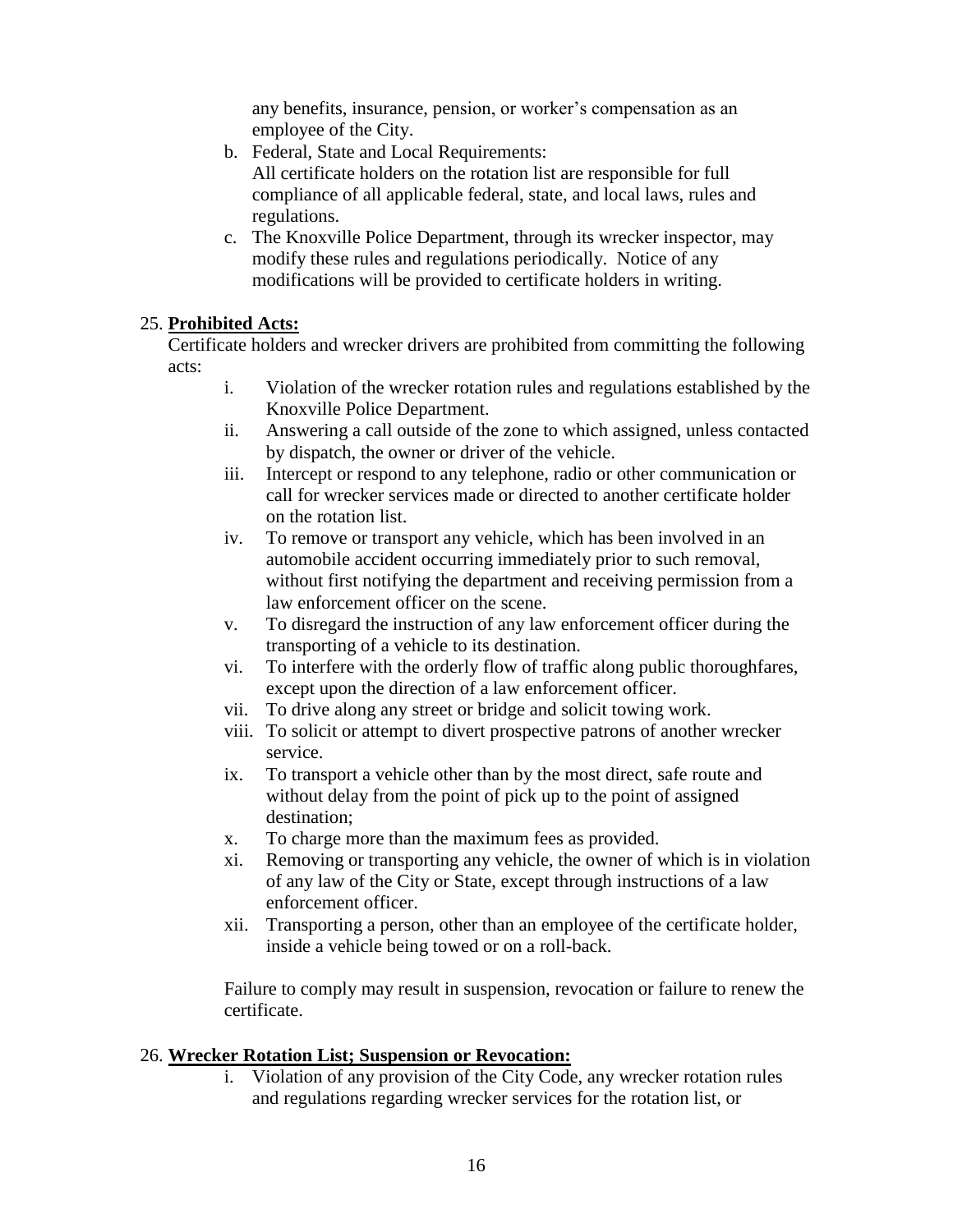any benefits, insurance, pension, or worker's compensation as an employee of the City.

b. Federal, State and Local Requirements:
   All certificate holders on the rotation list are responsible for full compliance of all applicable federal, state, and local laws, rules and regulations.
c. The Knoxville Police Department, through its wrecker inspector, may modify these rules and regulations periodically. Notice of any modifications will be provided to certificate holders in writing.

25. **Prohibited Acts:**
    Certificate holders and wrecker drivers are prohibited from committing the following acts:
    - i. Violation of the wrecker rotation rules and regulations established by the Knoxville Police Department.
    - ii. Answering a call outside of the zone to which assigned, unless contacted by dispatch, the owner or driver of the vehicle.
    - iii. Intercept or respond to any telephone, radio or other communication or call for wrecker services made or directed to another certificate holder on the rotation list.
    - iv. To remove or transport any vehicle, which has been involved in an automobile accident occurring immediately prior to such removal, without first notifying the department and receiving permission from a law enforcement officer on the scene.
    - v. To disregard the instruction of any law enforcement officer during the transporting of a vehicle to its destination.
    - vi. To interfere with the orderly flow of traffic along public thoroughfares, except upon the direction of a law enforcement officer.
    - vii. To drive along any street or bridge and solicit towing work.
    - viii. To solicit or attempt to divert prospective patrons of another wrecker service.
    - ix. To transport a vehicle other than by the most direct, safe route and without delay from the point of pick up to the point of assigned destination;
    - x. To charge more than the maximum fees as provided.
    - xi. Removing or transporting any vehicle, the owner of which is in violation of any law of the City or State, except through instructions of a law enforcement officer.
    - xii. Transporting a person, other than an employee of the certificate holder, inside a vehicle being towed or on a roll-back.

    Failure to comply may result in suspension, revocation or failure to renew the certificate.

26. **Wrecker Rotation List; Suspension or Revocation:**
    - i. Violation of any provision of the City Code, any wrecker rotation rules and regulations regarding wrecker services for the rotation list, or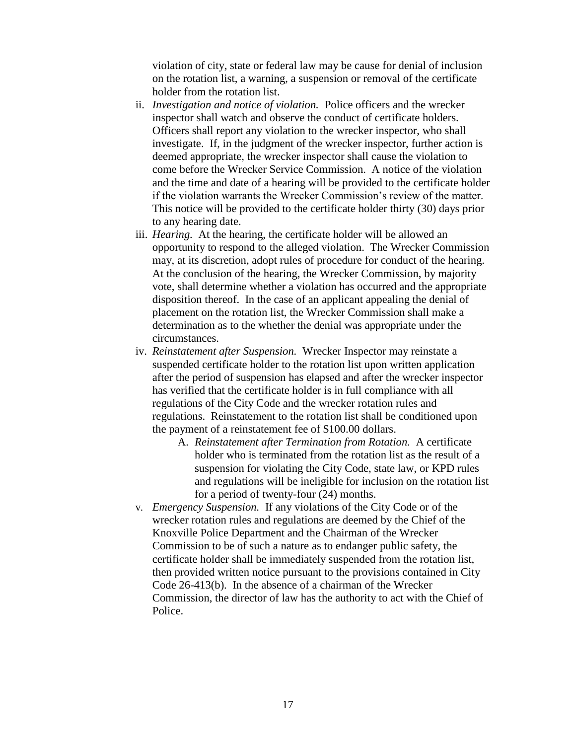violation of city, state or federal law may be cause for denial of inclusion on the rotation list, a warning, a suspension or removal of the certificate holder from the rotation list.

ii. *Investigation and notice of violation.* Police officers and the wrecker inspector shall watch and observe the conduct of certificate holders. Officers shall report any violation to the wrecker inspector, who shall investigate. If, in the judgment of the wrecker inspector, further action is deemed appropriate, the wrecker inspector shall cause the violation to come before the Wrecker Service Commission. A notice of the violation and the time and date of a hearing will be provided to the certificate holder if the violation warrants the Wrecker Commission's review of the matter. This notice will be provided to the certificate holder thirty (30) days prior to any hearing date.

iii. *Hearing.* At the hearing, the certificate holder will be allowed an opportunity to respond to the alleged violation. The Wrecker Commission may, at its discretion, adopt rules of procedure for conduct of the hearing. At the conclusion of the hearing, the Wrecker Commission, by majority vote, shall determine whether a violation has occurred and the appropriate disposition thereof. In the case of an applicant appealing the denial of placement on the rotation list, the Wrecker Commission shall make a determination as to the whether the denial was appropriate under the circumstances.

iv. *Reinstatement after Suspension.* Wrecker Inspector may reinstate a suspended certificate holder to the rotation list upon written application after the period of suspension has elapsed and after the wrecker inspector has verified that the certificate holder is in full compliance with all regulations of the City Code and the wrecker rotation rules and regulations. Reinstatement to the rotation list shall be conditioned upon the payment of a reinstatement fee of $100.00 dollars.

    A. *Reinstatement after Termination from Rotation.* A certificate holder who is terminated from the rotation list as the result of a suspension for violating the City Code, state law, or KPD rules and regulations will be ineligible for inclusion on the rotation list for a period of twenty-four (24) months.

v. *Emergency Suspension.* If any violations of the City Code or of the wrecker rotation rules and regulations are deemed by the Chief of the Knoxville Police Department and the Chairman of the Wrecker Commission to be of such a nature as to endanger public safety, the certificate holder shall be immediately suspended from the rotation list, then provided written notice pursuant to the provisions contained in City Code 26-413(b). In the absence of a chairman of the Wrecker Commission, the director of law has the authority to act with the Chief of Police.